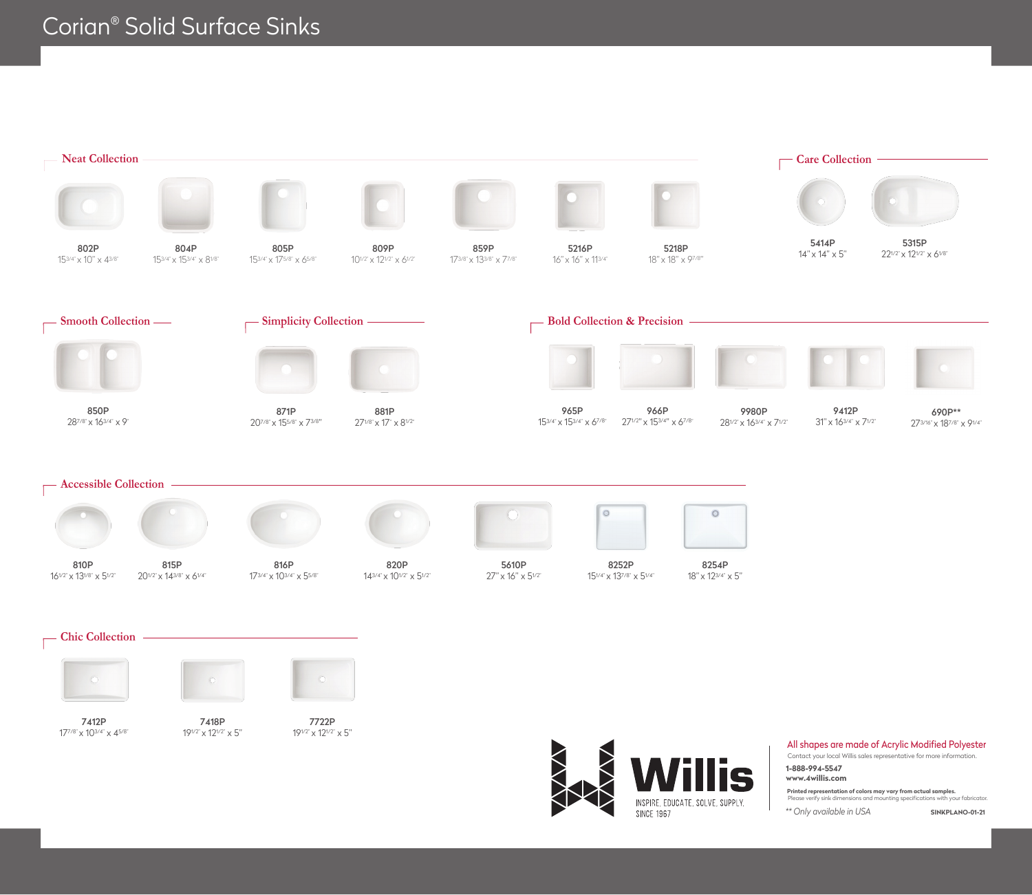# Corian® Solid Surface Sinks

## Neat Collection

**802P**
15 3/4" x 10" x 4 3/8"

**804P**
15 3/4" x 15 3/4" x 8 1/8"

**805P**
15 3/4" x 17 5/8" x 6 5/8"

**809P**
10 1/2" x 12 1/2" x 6 1/2"

**859P**
17 3/8" x 13 3/8" x 7 7/8"

**5216P**
16" x 16" x 11 3/4"

**5218P**
18" x 18" x 9 7/8"

## Care Collection

**5414P**
14" x 14" x 5"

**5315P**
22 1/2" x 12 1/2" x 6 1/8"

## Smooth Collection

**850P**
28 7/8" x 16 3/4" x 9"

## Simplicity Collection

**871P**
20 7/8" x 15 5/8" x 7 3/8"

**881P**
27 1/8" x 17" x 8 1/2"

## Bold Collection & Precision

**965P**
15 3/4" x 15 3/4" x 6 7/8"

**966P**
27 1/2" x 15 3/4" x 6 7/8"

**9980P**
28 1/2" x 16 3/4" x 7 1/2"

**9412P**
31" x 16 3/4" x 7 1/2"

**690P****
27 3/16" x 18 7/8" x 9 1/4"

## Accessible Collection

**810P**
16 1/2" x 13 1/8" x 5 1/2"

**815P**
20 1/2" x 14 3/8" x 6 1/4"

**816P**
17 3/4" x 10 3/4" x 5 5/8"

**820P**
14 3/4" x 10 1/2" x 5 1/2"

**5610P**
27" x 16" x 5 1/2"

**8252P**
15 1/4" x 13 7/8" x 5 1/4"

**8254P**
18" x 12 3/4" x 5"

## Chic Collection

**7412P**
17 7/8" x 10 3/4" x 4 5/8"

**7418P**
19 1/2" x 12 1/2" x 5"

**7722P**
19 1/2" x 12 1/2" x 5"

---

**Willis**
INSPIRE. EDUCATE. SOLVE. SUPPLY.
SINCE 1967

All shapes are made of Acrylic Modified Polyester

Contact your local Willis sales representative for more information.

**1-888-994-5547**
**www.4willis.com**

**Printed representation of colors may vary from actual samples.**
Please verify sink dimensions and mounting specifications with your fabricator.

*\*\* Only available in USA*

**SINKPLANO-01-21**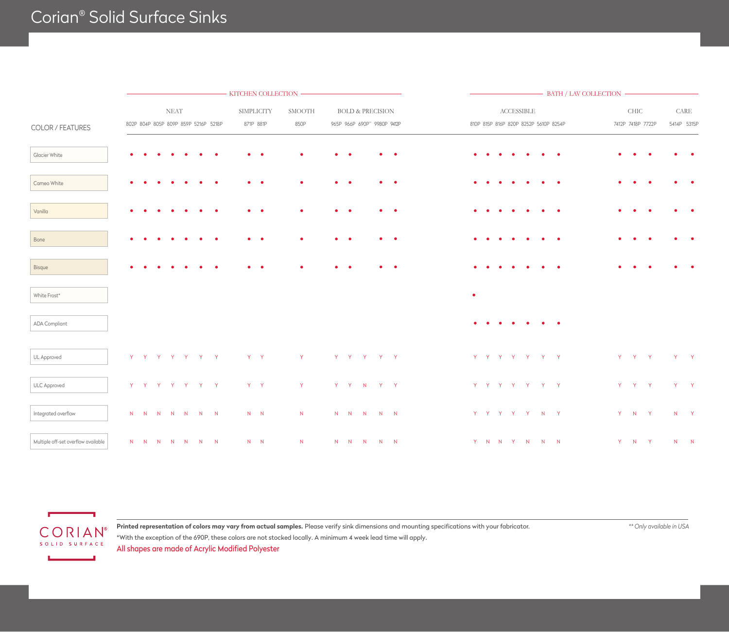# Corian® Solid Surface Sinks

| COLOR / FEATURES | KITCHEN COLLECTION | | | | | | | | | | | | | | | BATH / LAV COLLECTION | | | | | | | | | | | |
|---|---|---|---|---|---|---|---|---|---|---|---|---|---|---|---|---|---|---|---|---|---|---|---|---|---|---|---|
| | NEAT | | | | | | | SIMPLICITY | | SMOOTH | BOLD & PRECISION | | | | | ACCESSIBLE | | | | | | | CHIC | | | CARE | |
| | 802P | 804P | 805P | 809P | 859P | 5216P | 5218P | 871P | 881P | 850P | 965P | 966P | 690P** | 9980P | 9412P | 810P | 815P | 816P | 820P | 8252P | 5610P | 8254P | 7412P | 7418P | 7722P | 5414P | 5315P |
| Glacier White | ● | ● | ● | ● | ● | ● | ● | ● | ● | ● | ● | ● | | ● | ● | ● | ● | ● | ● | ● | ● | ● | ● | ● | ● | ● | ● |
| Cameo White | ● | ● | ● | ● | ● | ● | ● | ● | ● | ● | ● | ● | | ● | ● | ● | ● | ● | ● | ● | ● | ● | ● | ● | ● | ● | ● |
| Vanilla | ● | ● | ● | ● | ● | ● | ● | ● | ● | ● | ● | ● | | ● | ● | ● | ● | ● | ● | ● | ● | ● | ● | ● | ● | ● | ● |
| Bone | ● | ● | ● | ● | ● | ● | ● | ● | ● | ● | ● | ● | | ● | ● | ● | ● | ● | ● | ● | ● | ● | ● | ● | ● | ● | ● |
| Bisque | ● | ● | ● | ● | ● | ● | ● | ● | ● | ● | ● | ● | | ● | ● | ● | ● | ● | ● | ● | ● | ● | ● | ● | ● | ● | ● |
| White Frost* | | | | | | | | | | | | | | | | ● | | | | | | | | | | | |
| ADA Compliant | | | | | | | | | | | | | | | | ● | ● | ● | ● | ● | ● | ● | | | | | |
| UL Approved | Y | Y | Y | Y | Y | Y | Y | Y | Y | Y | Y | Y | Y | Y | Y | Y | Y | Y | Y | Y | Y | Y | Y | Y | Y | Y | Y |
| ULC Approved | Y | Y | Y | Y | Y | Y | Y | Y | Y | Y | Y | Y | N | Y | Y | Y | Y | Y | Y | Y | Y | Y | Y | Y | Y | Y | Y |
| Integrated overflow | N | N | N | N | N | N | N | N | N | N | N | N | N | N | N | Y | Y | Y | Y | Y | N | Y | Y | N | Y | N | Y |
| Multiple off-set overflow available | N | N | N | N | N | N | N | N | N | N | N | N | N | N | N | Y | N | N | Y | N | N | N | Y | N | Y | N | N |

CORIAN® SOLID SURFACE

**Printed representation of colors may vary from actual samples.** Please verify sink dimensions and mounting specifications with your fabricator.

*With the exception of the 690P, these colors are not stocked locally. A minimum 4 week lead time will apply.

All shapes are made of Acrylic Modified Polyester

*** Only available in USA*